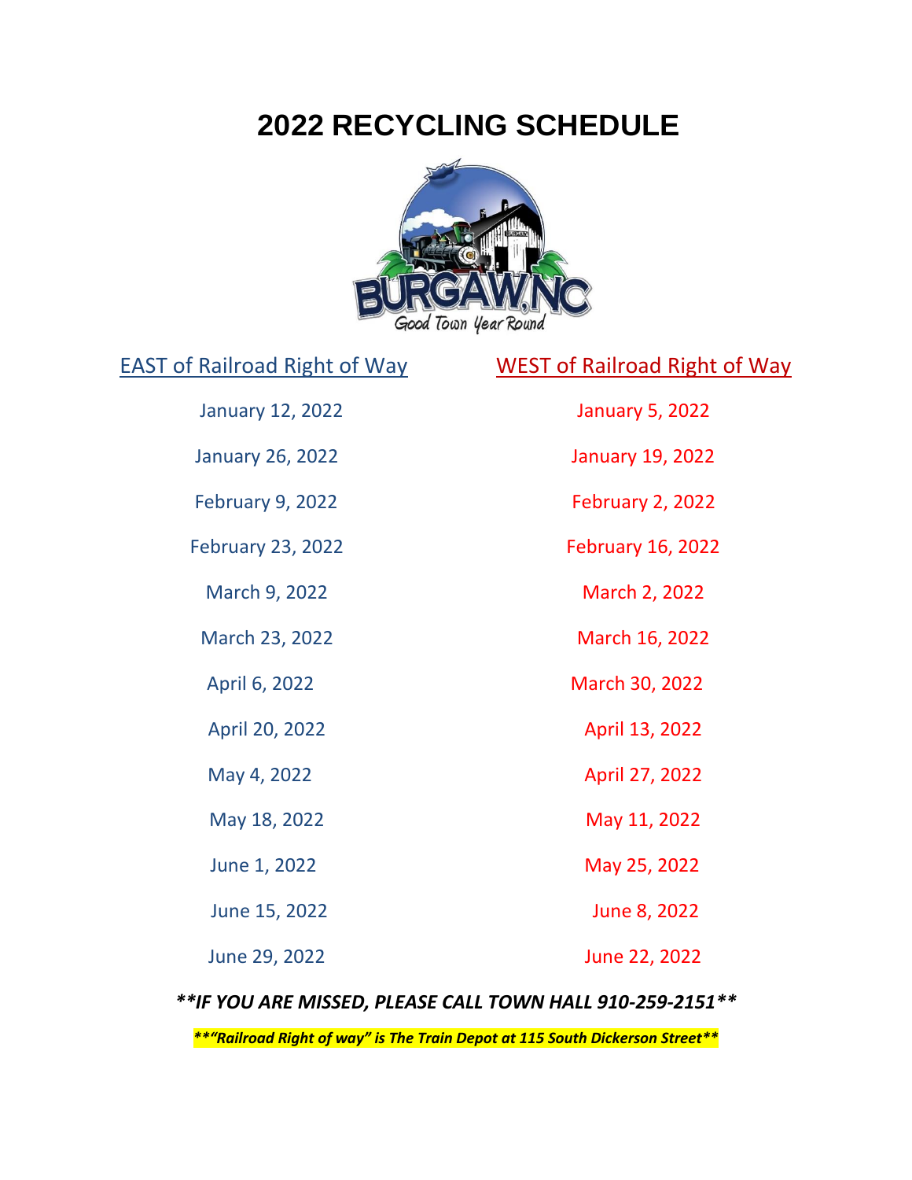# 2022 RECYCLING SCHEDULE

| EAST of Railroad Right of Way | WEST of Railroad Right of Way |
|---|---|
| January 12, 2022 | January 5, 2022 |
| January 26, 2022 | January 19, 2022 |
| February 9, 2022 | February 2, 2022 |
| February 23, 2022 | February 16, 2022 |
| March 9, 2022 | March 2, 2022 |
| March 23, 2022 | March 16, 2022 |
| April 6, 2022 | March 30, 2022 |
| April 20, 2022 | April 13, 2022 |
| May 4, 2022 | April 27, 2022 |
| May 18, 2022 | May 11, 2022 |
| June 1, 2022 | May 25, 2022 |
| June 15, 2022 | June 8, 2022 |
| June 29, 2022 | June 22, 2022 |

***\*\*IF YOU ARE MISSED, PLEASE CALL TOWN HALL 910-259-2151\*\****

***\*\*"Railroad Right of way" is The Train Depot at 115 South Dickerson Street\*\****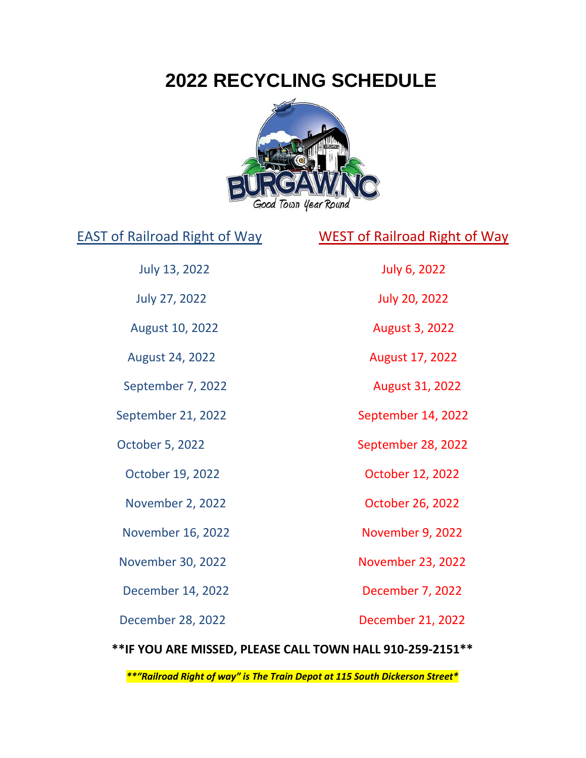# 2022 RECYCLING SCHEDULE

BURGAW, NC
Good Town Year Round

| EAST of Railroad Right of Way | WEST of Railroad Right of Way |
|---|---|
| July 13, 2022 | July 6, 2022 |
| July 27, 2022 | July 20, 2022 |
| August 10, 2022 | August 3, 2022 |
| August 24, 2022 | August 17, 2022 |
| September 7, 2022 | August 31, 2022 |
| September 21, 2022 | September 14, 2022 |
| October 5, 2022 | September 28, 2022 |
| October 19, 2022 | October 12, 2022 |
| November 2, 2022 | October 26, 2022 |
| November 16, 2022 | November 9, 2022 |
| November 30, 2022 | November 23, 2022 |
| December 14, 2022 | December 7, 2022 |
| December 28, 2022 | December 21, 2022 |

**\*\*IF YOU ARE MISSED, PLEASE CALL TOWN HALL 910-259-2151\*\***

***\*\*"Railroad Right of way" is The Train Depot at 115 South Dickerson Street\****